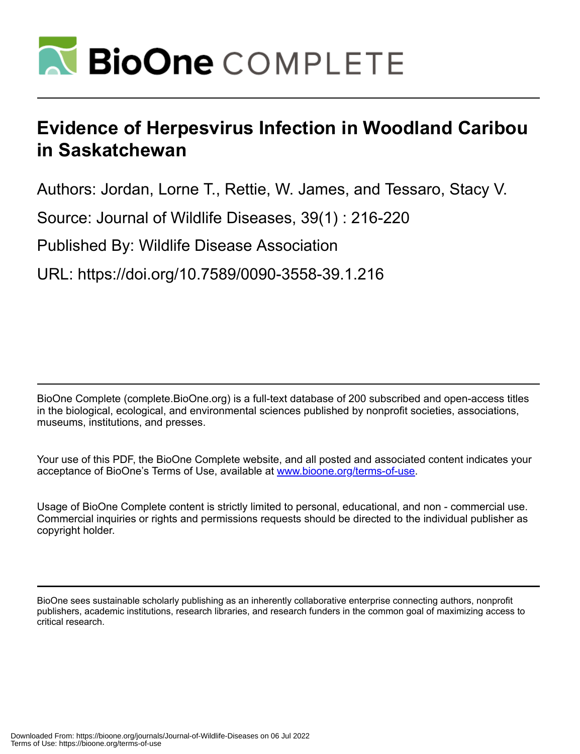# Evidence of Herpesvirus Infection in Woodland Caribou in Saskatchewan

Authors: Jordan, Lorne T., Rettie, W. James, and Tessaro, Stacy V.

Source: Journal of Wildlife Diseases, 39(1) : 216-220

Published By: Wildlife Disease Association

URL: https://doi.org/10.7589/0090-3558-39.1.216

BioOne Complete (complete.BioOne.org) is a full-text database of 200 subscribed and open-access titles in the biological, ecological, and environmental sciences published by nonprofit societies, associations, museums, institutions, and presses.

Your use of this PDF, the BioOne Complete website, and all posted and associated content indicates your acceptance of BioOne's Terms of Use, available at www.bioone.org/terms-of-use.

Usage of BioOne Complete content is strictly limited to personal, educational, and non - commercial use. Commercial inquiries or rights and permissions requests should be directed to the individual publisher as copyright holder.

BioOne sees sustainable scholarly publishing as an inherently collaborative enterprise connecting authors, nonprofit publishers, academic institutions, research libraries, and research funders in the common goal of maximizing access to critical research.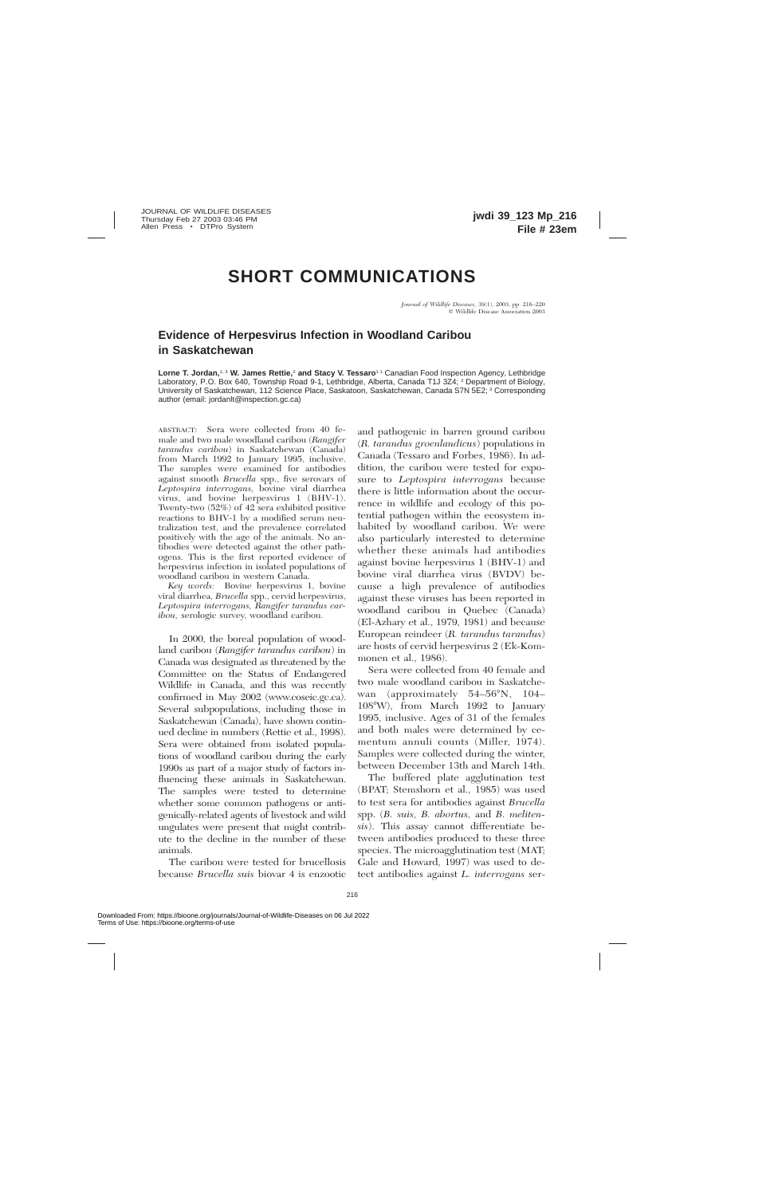# SHORT COMMUNICATIONS

## Evidence of Herpesvirus Infection in Woodland Caribou in Saskatchewan

**Lorne T. Jordan,**[1,3] **W. James Rettie,**[2] **and Stacy V. Tessaro**[1] [1] Canadian Food Inspection Agency, Lethbridge Laboratory, P.O. Box 640, Township Road 9-1, Lethbridge, Alberta, Canada T1J 3Z4; [2] Department of Biology, University of Saskatchewan, 112 Science Place, Saskatoon, Saskatchewan, Canada S7N 5E2; [3] Corresponding author (email: jordanlt@inspection.gc.ca)

ABSTRACT: Sera were collected from 40 female and two male woodland caribou (*Rangifer tarandus caribou*) in Saskatchewan (Canada) from March 1992 to January 1995, inclusive. The samples were examined for antibodies against smooth *Brucella* spp., five serovars of *Leptospira interrogans*, bovine viral diarrhea virus, and bovine herpesvirus 1 (BHV-1). Twenty-two (52%) of 42 sera exhibited positive reactions to BHV-1 by a modified serum neutralization test, and the prevalence correlated positively with the age of the animals. No antibodies were detected against the other pathogens. This is the first reported evidence of herpesvirus infection in isolated populations of woodland caribou in western Canada.

*Key words:* Bovine herpesvirus 1, bovine viral diarrhea, *Brucella* spp., cervid herpesvirus, *Leptospira interrogans*, *Rangifer tarandus caribou*, serologic survey, woodland caribou.

In 2000, the boreal population of woodland caribou (*Rangifer tarandus caribou*) in Canada was designated as threatened by the Committee on the Status of Endangered Wildlife in Canada, and this was recently confirmed in May 2002 (www.cosewic.gc.ca). Several subpopulations, including those in Saskatchewan (Canada), have shown continued decline in numbers (Rettie et al., 1998). Sera were obtained from isolated populations of woodland caribou during the early 1990s as part of a major study of factors influencing these animals in Saskatchewan. The samples were tested to determine whether some common pathogens or antigenically-related agents of livestock and wild ungulates were present that might contribute to the decline in the number of these animals.

The caribou were tested for brucellosis because *Brucella suis* biovar 4 is enzootic and pathogenic in barren ground caribou (*R. tarandus groenlandicus*) populations in Canada (Tessaro and Forbes, 1986). In addition, the caribou were tested for exposure to *Leptospira interrogans* because there is little information about the occurrence in wildlife and ecology of this potential pathogen within the ecosystem inhabited by woodland caribou. We were also particularly interested to determine whether these animals had antibodies against bovine herpesvirus 1 (BHV-1) and bovine viral diarrhea virus (BVDV) because a high prevalence of antibodies against these viruses has been reported in woodland caribou in Quebec (Canada) (El-Azhary et al., 1979, 1981) and because European reindeer (*R. tarandus tarandus*) are hosts of cervid herpesvirus 2 (Ek-Kommonen et al., 1986).

Sera were collected from 40 female and two male woodland caribou in Saskatchewan (approximately 54–56°N, 104–108°W), from March 1992 to January 1995, inclusive. Ages of 31 of the females and both males were determined by cementum annuli counts (Miller, 1974). Samples were collected during the winter, between December 13th and March 14th.

The buffered plate agglutination test (BPAT; Stemshorn et al., 1985) was used to test sera for antibodies against *Brucella* spp. (*B. suis, B. abortus,* and *B. melitensis*). This assay cannot differentiate between antibodies produced to these three species. The microagglutination test (MAT; Gale and Howard, 1997) was used to detect antibodies against *L. interrogans* ser-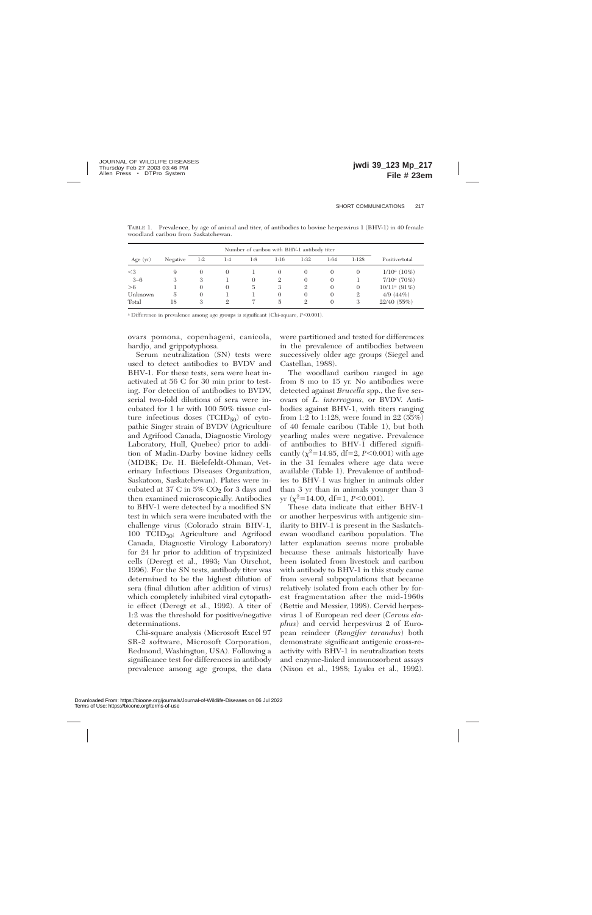TABLE 1. Prevalence, by age of animal and titer, of antibodies to bovine herpesvirus 1 (BHV-1) in 40 female woodland caribou from Saskatchewan.

| Age (yr) | Negative | Number of caribou with BHV-1 antibody titer | | | | | | | Positive/total |
|---|---|---|---|---|---|---|---|---|---|
| | | 1:2 | 1:4 | 1:8 | 1:16 | 1:32 | 1:64 | 1:128 | |
| <3 | 9 | 0 | 0 | 1 | 0 | 0 | 0 | 0 | 1/10[a] (10%) |
| 3–6 | 3 | 3 | 1 | 0 | 2 | 0 | 0 | 1 | 7/10[a] (70%) |
| >6 | 1 | 0 | 0 | 5 | 3 | 2 | 0 | 0 | 10/11[a] (91%) |
| Unknown | 5 | 0 | 1 | 1 | 0 | 0 | 0 | 2 | 4/9 (44%) |
| Total | 18 | 3 | 2 | 7 | 5 | 2 | 0 | 3 | 22/40 (55%) |

[a] Difference in prevalence among age groups is significant (Chi-square, $P<0.001$).

ovars pomona, copenhageni, canicola, hardjo, and grippotyphosa.

Serum neutralization (SN) tests were used to detect antibodies to BVDV and BHV-1. For these tests, sera were heat inactivated at 56 C for 30 min prior to testing. For detection of antibodies to BVDV, serial two-fold dilutions of sera were incubated for 1 hr with 100 50% tissue culture infectious doses ($TCID_{50}$) of cytopathic Singer strain of BVDV (Agriculture and Agrifood Canada, Diagnostic Virology Laboratory, Hull, Quebec) prior to addition of Madin-Darby bovine kidney cells (MDBK; Dr. H. Bielefeldt-Ohman, Veterinary Infectious Diseases Organization, Saskatoon, Saskatchewan). Plates were incubated at 37 C in 5% $CO_2$ for 3 days and then examined microscopically. Antibodies to BHV-1 were detected by a modified SN test in which sera were incubated with the challenge virus (Colorado strain BHV-1, 100 $TCID_{50}$; Agriculture and Agrifood Canada, Diagnostic Virology Laboratory) for 24 hr prior to addition of trypsinized cells (Deregt et al., 1993; Van Oirschot, 1996). For the SN tests, antibody titer was determined to be the highest dilution of sera (final dilution after addition of virus) which completely inhibited viral cytopathic effect (Deregt et al., 1992). A titer of 1:2 was the threshold for positive/negative determinations.

Chi-square analysis (Microsoft Excel 97 SR-2 software, Microsoft Corporation, Redmond, Washington, USA). Following a significance test for differences in antibody prevalence among age groups, the data were partitioned and tested for differences in the prevalence of antibodies between successively older age groups (Siegel and Castellan, 1988).

The woodland caribou ranged in age from 8 mo to 15 yr. No antibodies were detected against *Brucella* spp., the five serovars of *L. interrogans*, or BVDV. Antibodies against BHV-1, with titers ranging from 1:2 to 1:128, were found in 22 (55%) of 40 female caribou (Table 1), but both yearling males were negative. Prevalence of antibodies to BHV-1 differed significantly ($\chi^2=14.95$, df=2, $P<0.001$) with age in the 31 females where age data were available (Table 1). Prevalence of antibodies to BHV-1 was higher in animals older than 3 yr than in animals younger than 3 yr ($\chi^2=14.00$, df=1, $P<0.001$).

These data indicate that either BHV-1 or another herpesvirus with antigenic similarity to BHV-1 is present in the Saskatchewan woodland caribou population. The latter explanation seems more probable because these animals historically have been isolated from livestock and caribou with antibody to BHV-1 in this study came from several subpopulations that became relatively isolated from each other by forest fragmentation after the mid-1960s (Rettie and Messier, 1998). Cervid herpesvirus 1 of European red deer (*Cervus elaphus*) and cervid herpesvirus 2 of European reindeer (*Rangifer tarandus*) both demonstrate significant antigenic cross-reactivity with BHV-1 in neutralization tests and enzyme-linked immunosorbent assays (Nixon et al., 1988; Lyaku et al., 1992).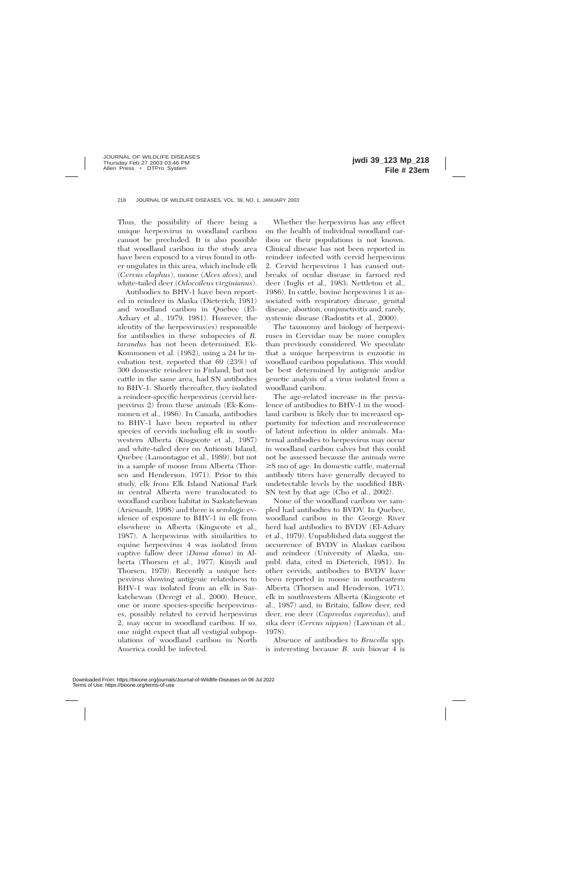Thus, the possibility of there being a unique herpesvirus in woodland caribou cannot be precluded. It is also possible that woodland caribou in the study area have been exposed to a virus found in other ungulates in this area, which include elk (*Cervus elaphus*), moose (*Alces alces*), and white-tailed deer (*Odocoileus virginianus*).

Antibodies to BHV-1 have been reported in reindeer in Alaska (Dieterich, 1981) and woodland caribou in Quebec (El-Azhary et al., 1979, 1981). However, the identity of the herpesvirus(es) responsible for antibodies in these subspecies of *R. tarandus* has not been determined. Ek-Kommonen et al. (1982), using a 24 hr incubation test, reported that 69 (23%) of 300 domestic reindeer in Finland, but not cattle in the same area, had SN antibodies to BHV-1. Shortly thereafter, they isolated a reindeer-specific herpesvirus (cervid herpesvirus 2) from these animals (Ek-Kommonen et al., 1986). In Canada, antibodies to BHV-1 have been reported in other species of cervids including elk in southwestern Alberta (Kingscote et al., 1987) and white-tailed deer on Anticosti Island, Quebec (Lamontagne et al., 1989), but not in a sample of moose from Alberta (Thorsen and Henderson, 1971). Prior to this study, elk from Elk Island National Park in central Alberta were translocated to woodland caribou habitat in Saskatchewan (Arsenault, 1998) and there is serologic evidence of exposure to BHV-1 in elk from elsewhere in Alberta (Kingscote et al., 1987). A herpesvirus with similarities to equine herpesvirus 4 was isolated from captive fallow deer (*Dama dama*) in Alberta (Thorsen et al., 1977; Kinyili and Thorsen, 1979). Recently a unique herpesvirus showing antigenic relatedness to BHV-1 was isolated from an elk in Saskatchewan (Deregt et al., 2000). Hence, one or more species-specific herpesviruses, possibly related to cervid herpesvirus 2, may occur in woodland caribou. If so, one might expect that all vestigial subpopulations of woodland caribou in North America could be infected.

Whether the herpesvirus has any effect on the health of individual woodland caribou or their populations is not known. Clinical disease has not been reported in reindeer infected with cervid herpesvirus 2. Cervid herpesvirus 1 has caused outbreaks of ocular disease in farmed red deer (Inglis et al., 1983; Nettleton et al., 1986). In cattle, bovine herpesvirus 1 is associated with respiratory disease, genital disease, abortion, conjunctivitis and, rarely, systemic disease (Radostits et al., 2000).

The taxonomy and biology of herpesviruses in Cervidae may be more complex than previously considered. We speculate that a unique herpesvirus is enzootic in woodland caribou populations. This would be best determined by antigenic and/or genetic analysis of a virus isolated from a woodland caribou.

The age-related increase in the prevalence of antibodies to BHV-1 in the woodland caribou is likely due to increased opportunity for infection and recrudescence of latent infection in older animals. Maternal antibodies to herpesvirus may occur in woodland caribou calves but this could not be assessed because the animals were ≥8 mo of age. In domestic cattle, maternal antibody titers have generally decayed to undetectable levels by the modified IBR-SN test by that age (Cho et al., 2002).

None of the woodland caribou we sampled had antibodies to BVDV. In Quebec, woodland caribou in the George River herd had antibodies to BVDV (El-Azhary et al., 1979). Unpublished data suggest the occurrence of BVDV in Alaskan caribou and reindeer (University of Alaska, unpubl. data, cited in Dieterich, 1981). In other cervids, antibodies to BVDV have been reported in moose in southeastern Alberta (Thorsen and Henderson, 1971), elk in southwestern Alberta (Kingscote et al., 1987) and, in Britain, fallow deer, red deer, roe deer (*Capreolus capreolus*), and sika deer (*Cervus nippon*) (Lawman et al., 1978).

Absence of antibodies to *Brucella* spp. is interesting because *B. suis* biovar 4 is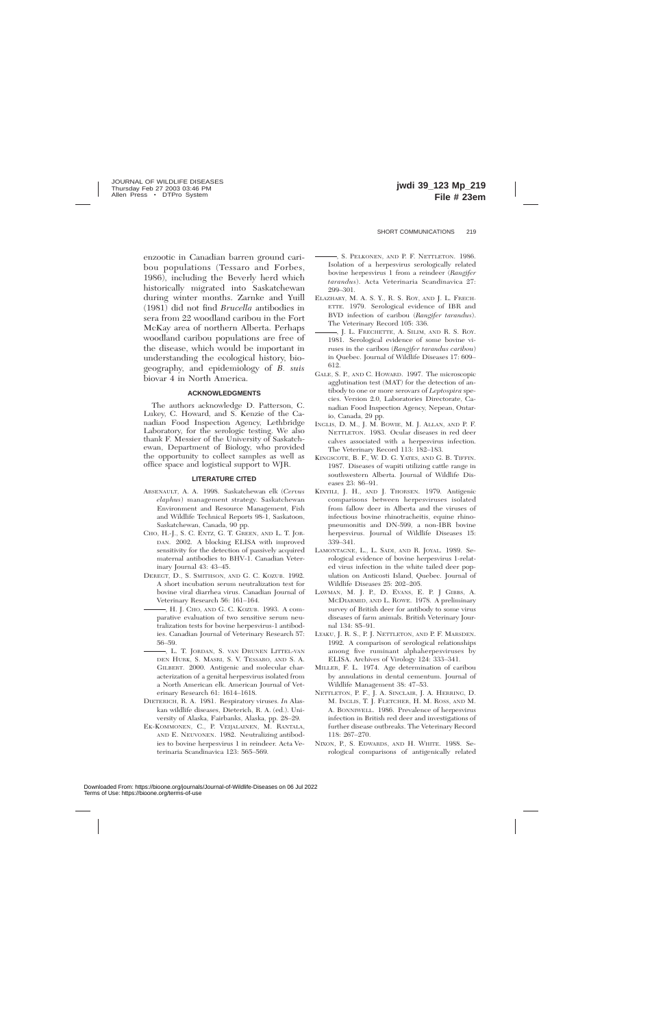enzootic in Canadian barren ground caribou populations (Tessaro and Forbes, 1986), including the Beverly herd which historically migrated into Saskatchewan during winter months. Zarnke and Yuill (1981) did not find *Brucella* antibodies in sera from 22 woodland caribou in the Fort McKay area of northern Alberta. Perhaps woodland caribou populations are free of the disease, which would be important in understanding the ecological history, biogeography, and epidemiology of *B. suis* biovar 4 in North America.

## ACKNOWLEDGMENTS

The authors acknowledge D. Patterson, C. Lukey, C. Howard, and S. Kenzie of the Canadian Food Inspection Agency, Lethbridge Laboratory, for the serologic testing. We also thank F. Messier of the University of Saskatchewan, Department of Biology, who provided the opportunity to collect samples as well as office space and logistical support to WJR.

## LITERATURE CITED

ARSENAULT, A. A. 1998. Saskatchewan elk (*Cervus elaphus*) management strategy. Saskatchewan Environment and Resource Management, Fish and Wildlife Technical Reports 98-1, Saskatoon, Saskatchewan, Canada, 90 pp.

CHO, H.-J., S. C. ENTZ, G. T. GREEN, AND L. T. JORDAN. 2002. A blocking ELISA with improved sensitivity for the detection of passively acquired maternal antibodies to BHV-1. Canadian Veterinary Journal 43: 43–45.

DEREGT, D., S. SMITHSON, AND G. C. KOZUB. 1992. A short incubation serum neutralization test for bovine viral diarrhea virus. Canadian Journal of Veterinary Research 56: 161–164.

———, H. J. CHO, AND G. C. KOZUB. 1993. A comparative evaluation of two sensitive serum neutralization tests for bovine herpesvirus-1 antibodies. Canadian Journal of Veterinary Research 57: 56–59.

———, L. T. JORDAN, S. VAN DRUNEN LITTEL-VAN DEN HURK, S. MASRI, S. V. TESSARO, AND S. A. GILBERT. 2000. Antigenic and molecular characterization of a genital herpesvirus isolated from a North American elk. American Journal of Veterinary Research 61: 1614–1618.

DIETERICH, R. A. 1981. Respiratory viruses. *In* Alaskan wildlife diseases, Dieterich, R. A. (ed.). University of Alaska, Fairbanks, Alaska, pp. 28–29.

EK-KOMMONEN, C., P. VEIJALAINEN, M. RANTALA, AND E. NEUVONEN. 1982. Neutralizing antibodies to bovine herpesvirus 1 in reindeer. Acta Veterinaria Scandinavica 123: 565–569.

———, S. PELKONEN, AND P. F. NETTLETON. 1986. Isolation of a herpesvirus serologically related bovine herpesvirus 1 from a reindeer (*Rangifer tarandus*). Acta Veterinaria Scandinavica 27: 299–301.

ELAZHARY, M. A. S. Y., R. S. ROY, AND J. L. FRECHETTE. 1979. Serological evidence of IBR and BVD infection of caribou (*Rangifer tarandus*). The Veterinary Record 105: 336.

———, J. L. FRECHETTE, A. SILIM, AND R. S. ROY. 1981. Serological evidence of some bovine viruses in the caribou (*Rangifer tarandus caribou*) in Quebec. Journal of Wildlife Diseases 17: 609–612.

GALE, S. P., AND C. HOWARD. 1997. The microscopic agglutination test (MAT) for the detection of antibody to one or more serovars of *Leptospira* species. Version 2.0, Laboratories Directorate, Canadian Food Inspection Agency, Nepean, Ontario, Canada, 29 pp.

INGLIS, D. M., J. M. BOWIE, M. J. ALLAN, AND P. F. NETTLETON. 1983. Ocular diseases in red deer calves associated with a herpesvirus infection. The Veterinary Record 113: 182–183.

KINGSCOTE, B. F., W. D. G. YATES, AND G. B. TIFFIN. 1987. Diseases of wapiti utilizing cattle range in southwestern Alberta. Journal of Wildlife Diseases 23: 86–91.

KINYILI, J. H., AND J. THORSEN. 1979. Antigenic comparisons between herpesviruses isolated from fallow deer in Alberta and the viruses of infectious bovine rhinotracheitis, equine rhinopneumonitis and DN-599, a non-IBR bovine herpesvirus. Journal of Wildlife Diseases 15: 339–341.

LAMONTAGNE, L., L. SADI, AND R. JOYAL. 1989. Serological evidence of bovine herpesvirus 1-related virus infection in the white tailed deer population on Anticosti Island, Quebec. Journal of Wildlife Diseases 25: 202–205.

LAWMAN, M. J. P., D. EVANS, E. P. J GIBBS, A. MCDIARMID, AND L. ROWE. 1978. A preliminary survey of British deer for antibody to some virus diseases of farm animals. British Veterinary Journal 134: 85–91.

LYAKU, J. R. S., P. J. NETTLETON, AND P. F. MARSDEN. 1992. A comparison of serological relationships among five ruminant alphaherpesviruses by ELISA. Archives of Virology 124: 333–341.

MILLER, F. L. 1974. Age determination of caribou by annulations in dental cementum. Journal of Wildlife Management 38: 47–53.

NETTLETON, P. F., J. A. SINCLAIR, J. A. HERRING, D. M. INGLIS, T. J. FLETCHER, H. M. ROSS, AND M. A. BONNIWELL. 1986. Prevalence of herpesvirus infection in British red deer and investigations of further disease outbreaks. The Veterinary Record 118: 267–270.

NIXON, P., S. EDWARDS, AND H. WHITE. 1988. Serological comparisons of antigenically related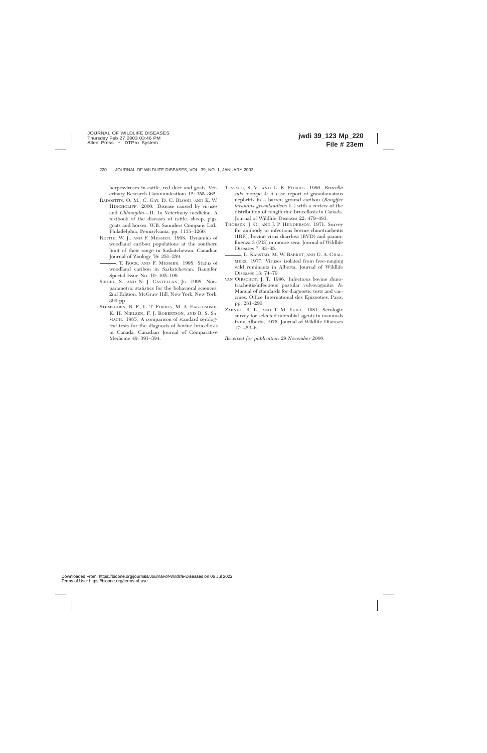herpesviruses in cattle, red deer and goats. Veterinary Research Communications 12: 355–362.

RADOSTITS, O. M., C. GAY, D. C. BLOOD, AND K. W. HINCHCLIFF. 2000. Disease caused by viruses and *Chlamydia*—II. *In* Veterinary medicine. A textbook of the diseases of cattle, sheep, pigs, goats and horses. W.B. Saunders Company Ltd., Philadelphia, Pennsylvania, pp. 1135–1260.

RETTIE, W. J., AND F. MESSIER. 1998. Dynamics of woodland caribou populations at the southern limit of their range in Saskatchewan. Canadian Journal of Zoology 76: 251–259.

———, T. ROCK, AND F. MESSIER. 1998. Status of woodland caribou in Saskatchewan. Rangifer, Special Issue No. 10: 105–109.

SIEGEL, S., AND N. J. CASTELLAN, JR. 1998. Nonparametric statistics for the behavioral sciences, 2nd Edition, McGraw Hill, New York, New York, 399 pp.

STEMSHORN, B. F., L. T. FORBES, M. A. EAGLESOME, K. H. NIELSEN, F. J. ROBERTSON, AND B. S. SAMAGH. 1985. A comparison of standard serological tests for the diagnosis of bovine brucellosis in Canada. Canadian Journal of Comparative Medicine 49: 391–394.

TESSARO, S. V., AND L. B. FORBES. 1986. *Brucella suis* biotype 4: A case report of granulomatous nephritis in a barren ground caribou (*Rangifer tarandus groenlandicus* L.) with a review of the distribution of rangiferine brucellosis in Canada. Journal of Wildlife Diseases 22: 479–483.

THORSEN, J. G., AND J. P. HENDERSON. 1971. Survey for antibody to infectious bovine rhinotracheitis (IBR), bovine virus diarrhea (BVD) and parainfluenza 3 (PI3) in moose sera. Journal of Wildlife Diseases 7: 93–95.

———, L. KARSTAD, M. W. BARRET, AND G. A. CHALMERS. 1977. Viruses isolated from free-ranging wild ruminants in Alberta. Journal of Wildlife Diseases 13: 74–79

VAN OIRSCHOT, J. T. 1996. Infectious bovine rhinotracheitis/infectious pustular vulvovaginitis. *In* Manual of standards for diagnostic tests and vaccines. Office International des Epizooties, Paris, pp. 281–290.

ZARNKE, R. L., AND T. M. YUILL. 1981. Serologic survey for selected microbial agents in mammals from Alberta, 1976. Journal of Wildlife Diseases 17: 453–61.

*Received for publication 29 November 2000.*